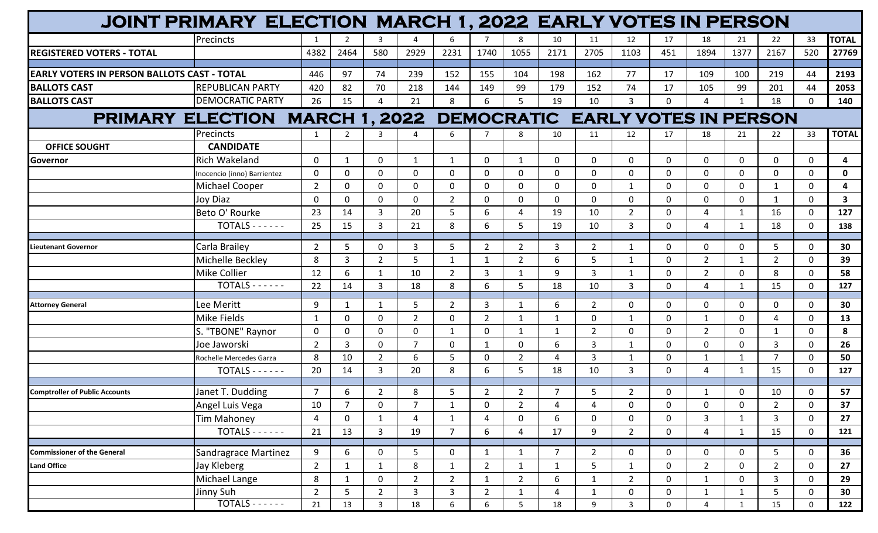# JOINT PRIMARY ELECTION MARCH 1, 2022 EARLY VOTES IN PERSON

| | Precincts | 1 | 2 | 3 | 4 | 6 | 7 | 8 | 10 | 11 | 12 | 17 | 18 | 21 | 22 | 33 | TOTAL |
|---|---|---|---|---|---|---|---|---|---|---|---|---|---|---|---|---|---|
| **REGISTERED VOTERS - TOTAL** | | 4382 | 2464 | 580 | 2929 | 2231 | 1740 | 1055 | 2171 | 2705 | 1103 | 451 | 1894 | 1377 | 2167 | 520 | **27769** |
| **EARLY VOTERS IN PERSON BALLOTS CAST - TOTAL** | | 446 | 97 | 74 | 239 | 152 | 155 | 104 | 198 | 162 | 77 | 17 | 109 | 100 | 219 | 44 | **2193** |
| **BALLOTS CAST** | REPUBLICAN PARTY | 420 | 82 | 70 | 218 | 144 | 149 | 99 | 179 | 152 | 74 | 17 | 105 | 99 | 201 | 44 | **2053** |
| **BALLOTS CAST** | DEMOCRATIC PARTY | 26 | 15 | 4 | 21 | 8 | 6 | 5 | 19 | 10 | 3 | 0 | 4 | 1 | 18 | 0 | **140** |

# PRIMARY ELECTION MARCH 1, 2022 DEMOCRATIC EARLY VOTES IN PERSON

| OFFICE SOUGHT | Precincts / CANDIDATE | 1 | 2 | 3 | 4 | 6 | 7 | 8 | 10 | 11 | 12 | 17 | 18 | 21 | 22 | 33 | TOTAL |
|---|---|---|---|---|---|---|---|---|---|---|---|---|---|---|---|---|---|
| **Governor** | Rich Wakeland | 0 | 1 | 0 | 1 | 1 | 0 | 1 | 0 | 0 | 0 | 0 | 0 | 0 | 0 | 0 | **4** |
| | Inocencio (inno) Barrientez | 0 | 0 | 0 | 0 | 0 | 0 | 0 | 0 | 0 | 0 | 0 | 0 | 0 | 0 | 0 | **0** |
| | Michael Cooper | 2 | 0 | 0 | 0 | 0 | 0 | 0 | 0 | 0 | 1 | 0 | 0 | 0 | 1 | 0 | **4** |
| | Joy Diaz | 0 | 0 | 0 | 0 | 2 | 0 | 0 | 0 | 0 | 0 | 0 | 0 | 0 | 1 | 0 | **3** |
| | Beto O' Rourke | 23 | 14 | 3 | 20 | 5 | 6 | 4 | 19 | 10 | 2 | 0 | 4 | 1 | 16 | 0 | **127** |
| | TOTALS - - - - - - | 25 | 15 | 3 | 21 | 8 | 6 | 5 | 19 | 10 | 3 | 0 | 4 | 1 | 18 | 0 | **138** |
| **Lieutenant Governor** | Carla Brailey | 2 | 5 | 0 | 3 | 5 | 2 | 2 | 3 | 2 | 1 | 0 | 0 | 0 | 5 | 0 | **30** |
| | Michelle Beckley | 8 | 3 | 2 | 5 | 1 | 1 | 2 | 6 | 5 | 1 | 0 | 2 | 1 | 2 | 0 | **39** |
| | Mike Collier | 12 | 6 | 1 | 10 | 2 | 3 | 1 | 9 | 3 | 1 | 0 | 2 | 0 | 8 | 0 | **58** |
| | TOTALS - - - - - - | 22 | 14 | 3 | 18 | 8 | 6 | 5 | 18 | 10 | 3 | 0 | 4 | 1 | 15 | 0 | **127** |
| **Attorney General** | Lee Meritt | 9 | 1 | 1 | 5 | 2 | 3 | 1 | 6 | 2 | 0 | 0 | 0 | 0 | 0 | 0 | **30** |
| | Mike Fields | 1 | 0 | 0 | 2 | 0 | 2 | 1 | 1 | 0 | 1 | 0 | 1 | 0 | 4 | 0 | **13** |
| | S. "TBONE" Raynor | 0 | 0 | 0 | 0 | 1 | 0 | 1 | 1 | 2 | 0 | 0 | 2 | 0 | 1 | 0 | **8** |
| | Joe Jaworski | 2 | 3 | 0 | 7 | 0 | 1 | 0 | 6 | 3 | 1 | 0 | 0 | 0 | 3 | 0 | **26** |
| | Rochelle Mercedes Garza | 8 | 10 | 2 | 6 | 5 | 0 | 2 | 4 | 3 | 1 | 0 | 1 | 1 | 7 | 0 | **50** |
| | TOTALS - - - - - - | 20 | 14 | 3 | 20 | 8 | 6 | 5 | 18 | 10 | 3 | 0 | 4 | 1 | 15 | 0 | **127** |
| **Comptroller of Public Accounts** | Janet T. Dudding | 7 | 6 | 2 | 8 | 5 | 2 | 2 | 7 | 5 | 2 | 0 | 1 | 0 | 10 | 0 | **57** |
| | Angel Luis Vega | 10 | 7 | 0 | 7 | 1 | 0 | 2 | 4 | 4 | 0 | 0 | 0 | 0 | 2 | 0 | **37** |
| | Tim Mahoney | 4 | 0 | 1 | 4 | 1 | 4 | 0 | 6 | 0 | 0 | 0 | 3 | 1 | 3 | 0 | **27** |
| | TOTALS - - - - - - | 21 | 13 | 3 | 19 | 7 | 6 | 4 | 17 | 9 | 2 | 0 | 4 | 1 | 15 | 0 | **121** |
| **Commissioner of the General Land Office** | Sandragrace Martinez | 9 | 6 | 0 | 5 | 0 | 1 | 1 | 7 | 2 | 0 | 0 | 0 | 0 | 5 | 0 | **36** |
| | Jay Kleberg | 2 | 1 | 1 | 8 | 1 | 2 | 1 | 1 | 5 | 1 | 0 | 2 | 0 | 2 | 0 | **27** |
| | Michael Lange | 8 | 1 | 0 | 2 | 2 | 1 | 2 | 6 | 1 | 2 | 0 | 1 | 0 | 3 | 0 | **29** |
| | Jinny Suh | 2 | 5 | 2 | 3 | 3 | 2 | 1 | 4 | 1 | 0 | 0 | 1 | 1 | 5 | 0 | **30** |
| | TOTALS - - - - - - | 21 | 13 | 3 | 18 | 6 | 6 | 5 | 18 | 9 | 3 | 0 | 4 | 1 | 15 | 0 | **122** |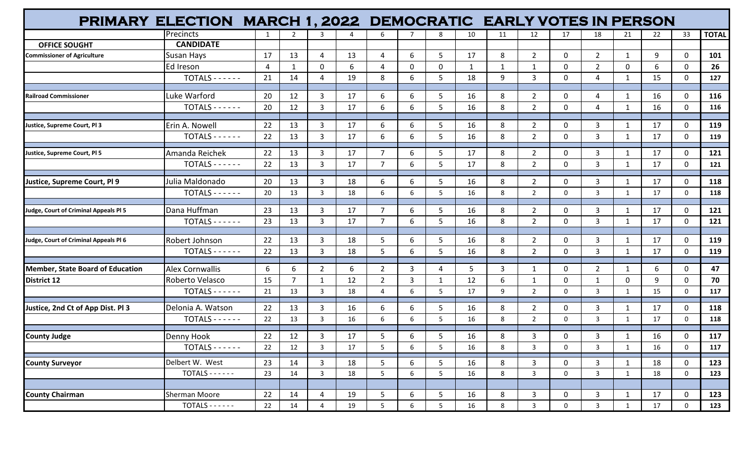# PRIMARY ELECTION MARCH 1, 2022 DEMOCRATIC EARLY VOTES IN PERSON

| | Precincts | 1 | 2 | 3 | 4 | 6 | 7 | 8 | 10 | 11 | 12 | 17 | 18 | 21 | 22 | 33 | TOTAL |
|---|---|---|---|---|---|---|---|---|---|---|---|---|---|---|---|---|---|
| **OFFICE SOUGHT** | **CANDIDATE** | | | | | | | | | | | | | | | | |
| **Commissioner of Agriculture** | Susan Hays | 17 | 13 | 4 | 13 | 4 | 6 | 5 | 17 | 8 | 2 | 0 | 2 | 1 | 9 | 0 | **101** |
| | Ed Ireson | 4 | 1 | 0 | 6 | 4 | 0 | 0 | 1 | 1 | 1 | 0 | 2 | 0 | 6 | 0 | **26** |
| | TOTALS - - - - - - | 21 | 14 | 4 | 19 | 8 | 6 | 5 | 18 | 9 | 3 | 0 | 4 | 1 | 15 | 0 | **127** |
| **Railroad Commissioner** | Luke Warford | 20 | 12 | 3 | 17 | 6 | 6 | 5 | 16 | 8 | 2 | 0 | 4 | 1 | 16 | 0 | **116** |
| | TOTALS - - - - - - | 20 | 12 | 3 | 17 | 6 | 6 | 5 | 16 | 8 | 2 | 0 | 4 | 1 | 16 | 0 | **116** |
| **Justice, Supreme Court, Pl 3** | Erin A. Nowell | 22 | 13 | 3 | 17 | 6 | 6 | 5 | 16 | 8 | 2 | 0 | 3 | 1 | 17 | 0 | **119** |
| | TOTALS - - - - - - | 22 | 13 | 3 | 17 | 6 | 6 | 5 | 16 | 8 | 2 | 0 | 3 | 1 | 17 | 0 | **119** |
| **Justice, Supreme Court, Pl 5** | Amanda Reichek | 22 | 13 | 3 | 17 | 7 | 6 | 5 | 17 | 8 | 2 | 0 | 3 | 1 | 17 | 0 | **121** |
| | TOTALS - - - - - - | 22 | 13 | 3 | 17 | 7 | 6 | 5 | 17 | 8 | 2 | 0 | 3 | 1 | 17 | 0 | **121** |
| **Justice, Supreme Court, Pl 9** | Julia Maldonado | 20 | 13 | 3 | 18 | 6 | 6 | 5 | 16 | 8 | 2 | 0 | 3 | 1 | 17 | 0 | **118** |
| | TOTALS - - - - - - | 20 | 13 | 3 | 18 | 6 | 6 | 5 | 16 | 8 | 2 | 0 | 3 | 1 | 17 | 0 | **118** |
| **Judge, Court of Criminal Appeals Pl 5** | Dana Huffman | 23 | 13 | 3 | 17 | 7 | 6 | 5 | 16 | 8 | 2 | 0 | 3 | 1 | 17 | 0 | **121** |
| | TOTALS - - - - - - | 23 | 13 | 3 | 17 | 7 | 6 | 5 | 16 | 8 | 2 | 0 | 3 | 1 | 17 | 0 | **121** |
| **Judge, Court of Criminal Appeals Pl 6** | Robert Johnson | 22 | 13 | 3 | 18 | 5 | 6 | 5 | 16 | 8 | 2 | 0 | 3 | 1 | 17 | 0 | **119** |
| | TOTALS - - - - - - | 22 | 13 | 3 | 18 | 5 | 6 | 5 | 16 | 8 | 2 | 0 | 3 | 1 | 17 | 0 | **119** |
| **Member, State Board of Education** | Alex Cornwallis | 6 | 6 | 2 | 6 | 2 | 3 | 4 | 5 | 3 | 1 | 0 | 2 | 1 | 6 | 0 | **47** |
| **District 12** | Roberto Velasco | 15 | 7 | 1 | 12 | 2 | 3 | 1 | 12 | 6 | 1 | 0 | 1 | 0 | 9 | 0 | **70** |
| | TOTALS - - - - - - | 21 | 13 | 3 | 18 | 4 | 6 | 5 | 17 | 9 | 2 | 0 | 3 | 1 | 15 | 0 | **117** |
| **Justice, 2nd Ct of App Dist. Pl 3** | Delonia A. Watson | 22 | 13 | 3 | 16 | 6 | 6 | 5 | 16 | 8 | 2 | 0 | 3 | 1 | 17 | 0 | **118** |
| | TOTALS - - - - - - | 22 | 13 | 3 | 16 | 6 | 6 | 5 | 16 | 8 | 2 | 0 | 3 | 1 | 17 | 0 | **118** |
| **County Judge** | Denny Hook | 22 | 12 | 3 | 17 | 5 | 6 | 5 | 16 | 8 | 3 | 0 | 3 | 1 | 16 | 0 | **117** |
| | TOTALS - - - - - - | 22 | 12 | 3 | 17 | 5 | 6 | 5 | 16 | 8 | 3 | 0 | 3 | 1 | 16 | 0 | **117** |
| **County Surveyor** | Delbert W. West | 23 | 14 | 3 | 18 | 5 | 6 | 5 | 16 | 8 | 3 | 0 | 3 | 1 | 18 | 0 | **123** |
| | TOTALS - - - - - - | 23 | 14 | 3 | 18 | 5 | 6 | 5 | 16 | 8 | 3 | 0 | 3 | 1 | 18 | 0 | **123** |
| **County Chairman** | Sherman Moore | 22 | 14 | 4 | 19 | 5 | 6 | 5 | 16 | 8 | 3 | 0 | 3 | 1 | 17 | 0 | **123** |
| | TOTALS - - - - - - | 22 | 14 | 4 | 19 | 5 | 6 | 5 | 16 | 8 | 3 | 0 | 3 | 1 | 17 | 0 | **123** |